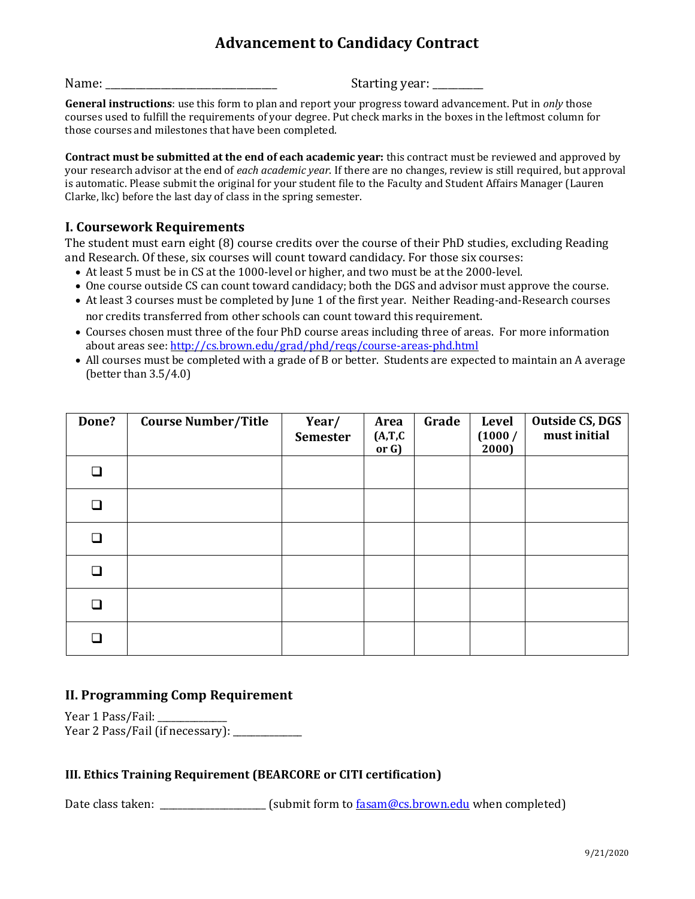# Advancement to Candidacy Contract

Name: ______________________________ Starting year: _________

**General instructions**: use this form to plan and report your progress toward advancement. Put in *only* those courses used to fulfill the requirements of your degree. Put check marks in the boxes in the leftmost column for those courses and milestones that have been completed.

**Contract must be submitted at the end of each academic year:** this contract must be reviewed and approved by your research advisor at the end of *each academic year*. If there are no changes, review is still required, but approval is automatic. Please submit the original for your student file to the Faculty and Student Affairs Manager (Lauren Clarke, lkc) before the last day of class in the spring semester.

## I. Coursework Requirements

The student must earn eight (8) course credits over the course of their PhD studies, excluding Reading and Research. Of these, six courses will count toward candidacy. For those six courses:

- At least 5 must be in CS at the 1000-level or higher, and two must be at the 2000-level.
- One course outside CS can count toward candidacy; both the DGS and advisor must approve the course.
- At least 3 courses must be completed by June 1 of the first year. Neither Reading-and-Research courses nor credits transferred from other schools can count toward this requirement.
- Courses chosen must three of the four PhD course areas including three of areas. For more information about areas see: http://cs.brown.edu/grad/phd/reqs/course-areas-phd.html
- All courses must be completed with a grade of B or better. Students are expected to maintain an A average (better than 3.5/4.0)

| Done? | Course Number/Title | Year/ Semester | Area (A,T,C or G) | Grade | Level (1000 / 2000) | Outside CS, DGS must initial |
|---|---|---|---|---|---|---|
| ☐ | | | | | | |
| ☐ | | | | | | |
| ☐ | | | | | | |
| ☐ | | | | | | |
| ☐ | | | | | | |
| ☐ | | | | | | |

## II. Programming Comp Requirement

Year 1 Pass/Fail: ___________
Year 2 Pass/Fail (if necessary): ___________

## III. Ethics Training Requirement (BEARCORE or CITI certification)

Date class taken: ________________ (submit form to fasam@cs.brown.edu when completed)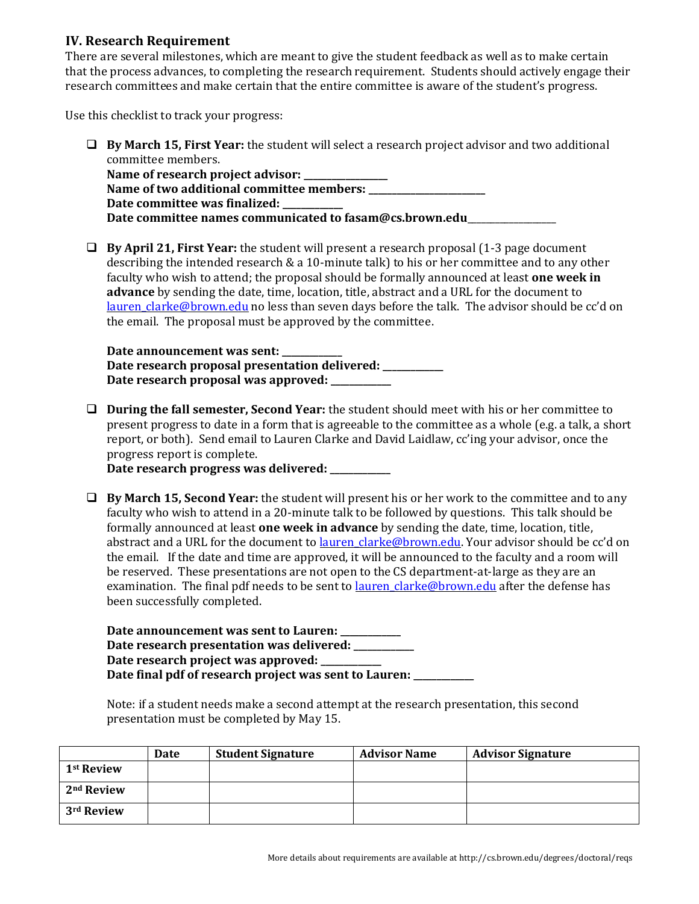## IV. Research Requirement

There are several milestones, which are meant to give the student feedback as well as to make certain that the process advances, to completing the research requirement. Students should actively engage their research committees and make certain that the entire committee is aware of the student's progress.

Use this checklist to track your progress:

- ☐ **By March 15, First Year:** the student will select a research project advisor and two additional committee members.
  **Name of research project advisor: ________________**
  **Name of two additional committee members: _______________________**
  **Date committee was finalized: ____________**
  **Date committee names communicated to fasam@cs.brown.edu__________________**

- ☐ **By April 21, First Year:** the student will present a research proposal (1-3 page document describing the intended research & a 10-minute talk) to his or her committee and to any other faculty who wish to attend; the proposal should be formally announced at least **one week in advance** by sending the date, time, location, title, abstract and a URL for the document to lauren_clarke@brown.edu no less than seven days before the talk. The advisor should be cc'd on the email. The proposal must be approved by the committee.

  **Date announcement was sent: ____________**
  **Date research proposal presentation delivered: ____________**
  **Date research proposal was approved: ____________**

- ☐ **During the fall semester, Second Year:** the student should meet with his or her committee to present progress to date in a form that is agreeable to the committee as a whole (e.g. a talk, a short report, or both). Send email to Lauren Clarke and David Laidlaw, cc'ing your advisor, once the progress report is complete.
  **Date research progress was delivered: ____________**

- ☐ **By March 15, Second Year:** the student will present his or her work to the committee and to any faculty who wish to attend in a 20-minute talk to be followed by questions. This talk should be formally announced at least **one week in advance** by sending the date, time, location, title, abstract and a URL for the document to lauren_clarke@brown.edu. Your advisor should be cc'd on the email. If the date and time are approved, it will be announced to the faculty and a room will be reserved. These presentations are not open to the CS department-at-large as they are an examination. The final pdf needs to be sent to lauren_clarke@brown.edu after the defense has been successfully completed.

  **Date announcement was sent to Lauren: ____________**
  **Date research presentation was delivered: ____________**
  **Date research project was approved: ____________**
  **Date final pdf of research project was sent to Lauren: ____________**

  Note: if a student needs make a second attempt at the research presentation, this second presentation must be completed by May 15.

| | Date | Student Signature | Advisor Name | Advisor Signature |
|---|---|---|---|---|
| **1st Review** | | | | |
| **2nd Review** | | | | |
| **3rd Review** | | | | |

More details about requirements are available at http://cs.brown.edu/degrees/doctoral/reqs